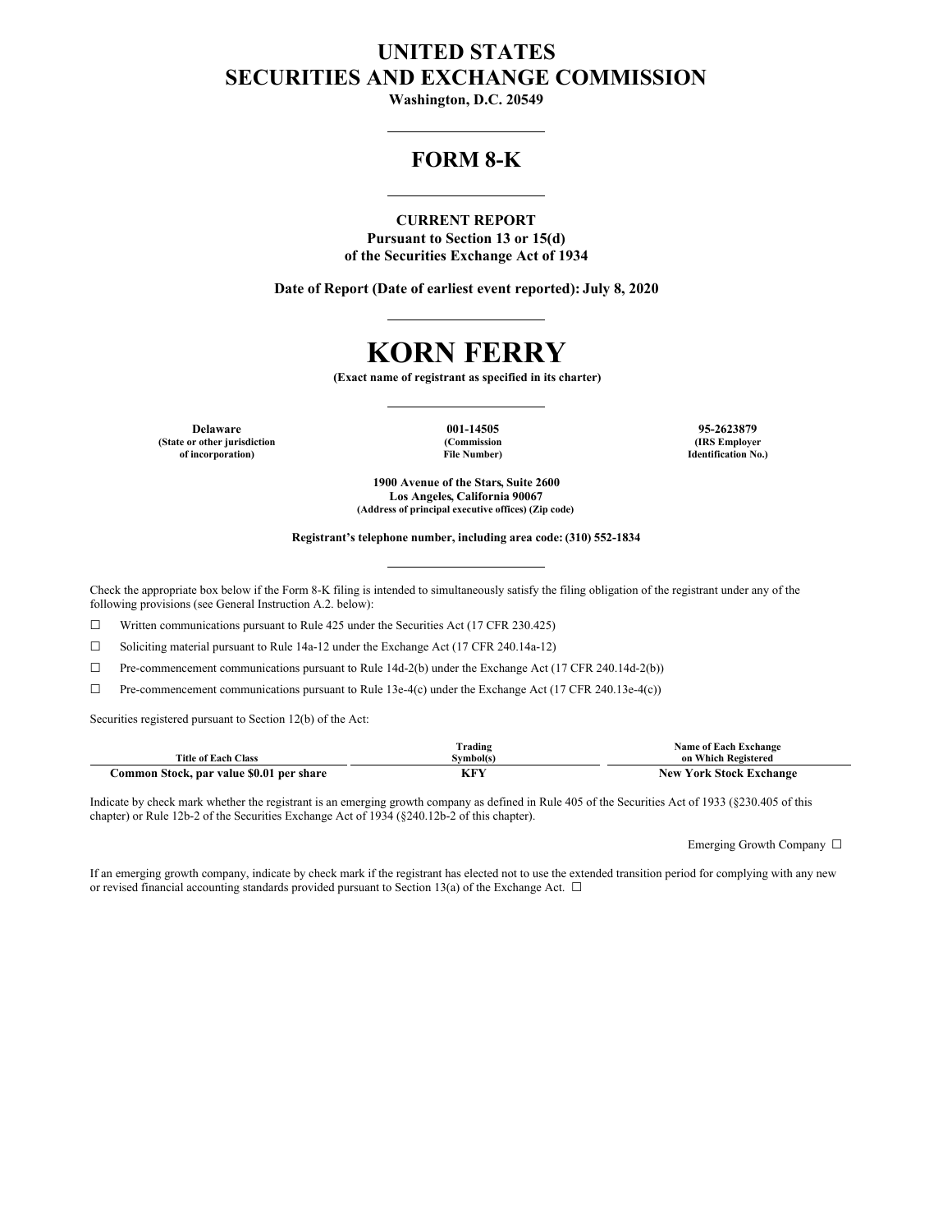# UNITED STATES
# SECURITIES AND EXCHANGE COMMISSION

**Washington, D.C. 20549**

---

## FORM 8-K

---

**CURRENT REPORT**
**Pursuant to Section 13 or 15(d)**
**of the Securities Exchange Act of 1934**

**Date of Report (Date of earliest event reported): July 8, 2020**

---

# KORN FERRY

**(Exact name of registrant as specified in its charter)**

---

| Delaware | 001-14505 | 95-2623879 |
|---|---|---|
| (State or other jurisdiction of incorporation) | (Commission File Number) | (IRS Employer Identification No.) |

**1900 Avenue of the Stars, Suite 2600**
**Los Angeles, California 90067**
**(Address of principal executive offices) (Zip code)**

**Registrant's telephone number, including area code: (310) 552-1834**

---

Check the appropriate box below if the Form 8-K filing is intended to simultaneously satisfy the filing obligation of the registrant under any of the following provisions (see General Instruction A.2. below):

☐ Written communications pursuant to Rule 425 under the Securities Act (17 CFR 230.425)

☐ Soliciting material pursuant to Rule 14a-12 under the Exchange Act (17 CFR 240.14a-12)

☐ Pre-commencement communications pursuant to Rule 14d-2(b) under the Exchange Act (17 CFR 240.14d-2(b))

☐ Pre-commencement communications pursuant to Rule 13e-4(c) under the Exchange Act (17 CFR 240.13e-4(c))

Securities registered pursuant to Section 12(b) of the Act:

| Title of Each Class | Trading Symbol(s) | Name of Each Exchange on Which Registered |
|---|---|---|
| **Common Stock, par value $0.01 per share** | **KFY** | **New York Stock Exchange** |

Indicate by check mark whether the registrant is an emerging growth company as defined in Rule 405 of the Securities Act of 1933 (§230.405 of this chapter) or Rule 12b-2 of the Securities Exchange Act of 1934 (§240.12b-2 of this chapter).

Emerging Growth Company ☐

If an emerging growth company, indicate by check mark if the registrant has elected not to use the extended transition period for complying with any new or revised financial accounting standards provided pursuant to Section 13(a) of the Exchange Act. ☐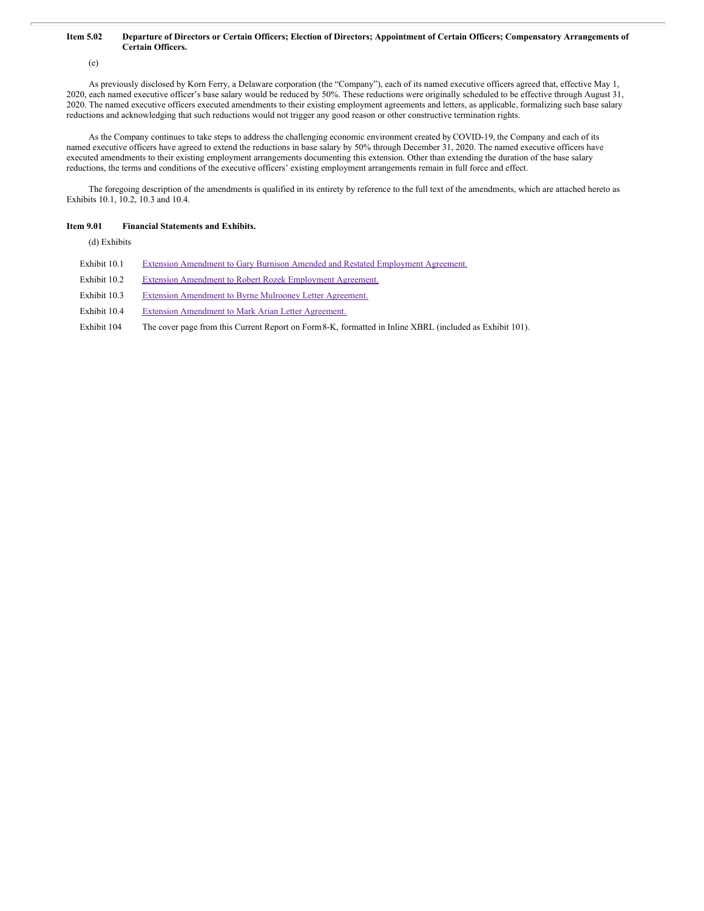**Item 5.02 Departure of Directors or Certain Officers; Election of Directors; Appointment of Certain Officers; Compensatory Arrangements of Certain Officers.**

(e)

As previously disclosed by Korn Ferry, a Delaware corporation (the "Company"), each of its named executive officers agreed that, effective May 1, 2020, each named executive officer's base salary would be reduced by 50%. These reductions were originally scheduled to be effective through August 31, 2020. The named executive officers executed amendments to their existing employment agreements and letters, as applicable, formalizing such base salary reductions and acknowledging that such reductions would not trigger any good reason or other constructive termination rights.

As the Company continues to take steps to address the challenging economic environment created by COVID-19, the Company and each of its named executive officers have agreed to extend the reductions in base salary by 50% through December 31, 2020. The named executive officers have executed amendments to their existing employment arrangements documenting this extension. Other than extending the duration of the base salary reductions, the terms and conditions of the executive officers' existing employment arrangements remain in full force and effect.

The foregoing description of the amendments is qualified in its entirety by reference to the full text of the amendments, which are attached hereto as Exhibits 10.1, 10.2, 10.3 and 10.4.

**Item 9.01 Financial Statements and Exhibits.**

(d) Exhibits

| | |
|---|---|
| Exhibit 10.1 | Extension Amendment to Gary Burnison Amended and Restated Employment Agreement. |
| Exhibit 10.2 | Extension Amendment to Robert Rozek Employment Agreement. |
| Exhibit 10.3 | Extension Amendment to Byrne Mulrooney Letter Agreement. |
| Exhibit 10.4 | Extension Amendment to Mark Arian Letter Agreement. |
| Exhibit 104 | The cover page from this Current Report on Form 8-K, formatted in Inline XBRL (included as Exhibit 101). |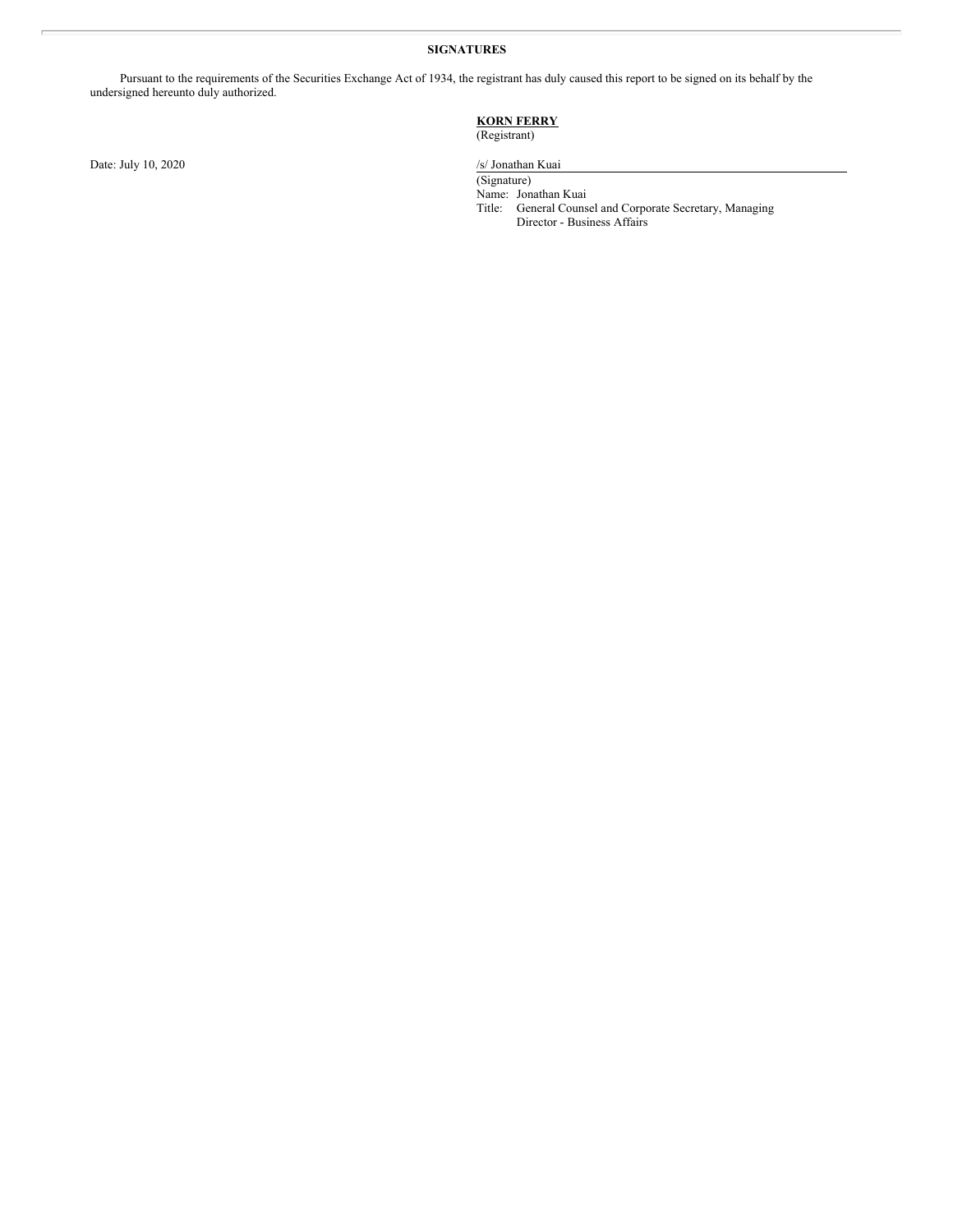**SIGNATURES**

Pursuant to the requirements of the Securities Exchange Act of 1934, the registrant has duly caused this report to be signed on its behalf by the undersigned hereunto duly authorized.

**KORN FERRY**
(Registrant)

Date: July 10, 2020

/s/ Jonathan Kuai
(Signature)
Name: Jonathan Kuai
Title: General Counsel and Corporate Secretary, Managing Director - Business Affairs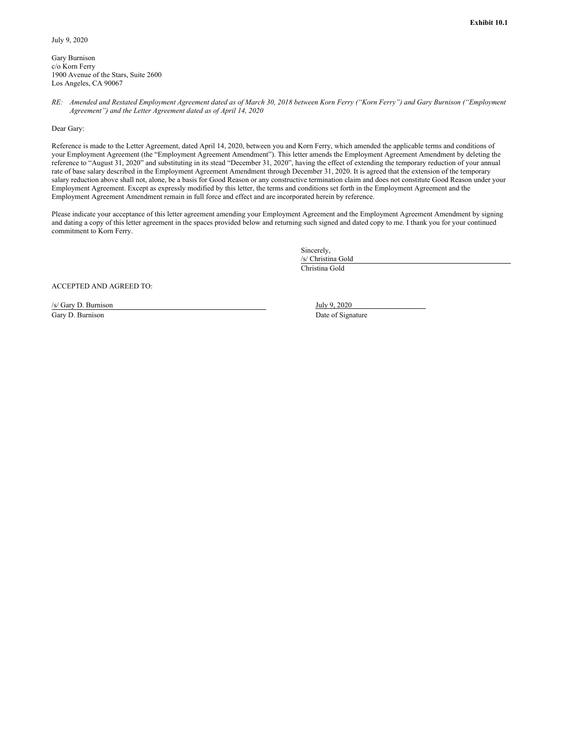**Exhibit 10.1**

July 9, 2020

Gary Burnison
c/o Korn Ferry
1900 Avenue of the Stars, Suite 2600
Los Angeles, CA 90067

*RE: Amended and Restated Employment Agreement dated as of March 30, 2018 between Korn Ferry ("Korn Ferry") and Gary Burnison ("Employment Agreement") and the Letter Agreement dated as of April 14, 2020*

Dear Gary:

Reference is made to the Letter Agreement, dated April 14, 2020, between you and Korn Ferry, which amended the applicable terms and conditions of your Employment Agreement (the "Employment Agreement Amendment"). This letter amends the Employment Agreement Amendment by deleting the reference to "August 31, 2020" and substituting in its stead "December 31, 2020", having the effect of extending the temporary reduction of your annual rate of base salary described in the Employment Agreement Amendment through December 31, 2020. It is agreed that the extension of the temporary salary reduction above shall not, alone, be a basis for Good Reason or any constructive termination claim and does not constitute Good Reason under your Employment Agreement. Except as expressly modified by this letter, the terms and conditions set forth in the Employment Agreement and the Employment Agreement Amendment remain in full force and effect and are incorporated herein by reference.

Please indicate your acceptance of this letter agreement amending your Employment Agreement and the Employment Agreement Amendment by signing and dating a copy of this letter agreement in the spaces provided below and returning such signed and dated copy to me. I thank you for your continued commitment to Korn Ferry.

Sincerely,
/s/ Christina Gold
Christina Gold

ACCEPTED AND AGREED TO:

| | |
|---|---|
| /s/ Gary D. Burnison | July 9, 2020 |
| Gary D. Burnison | Date of Signature |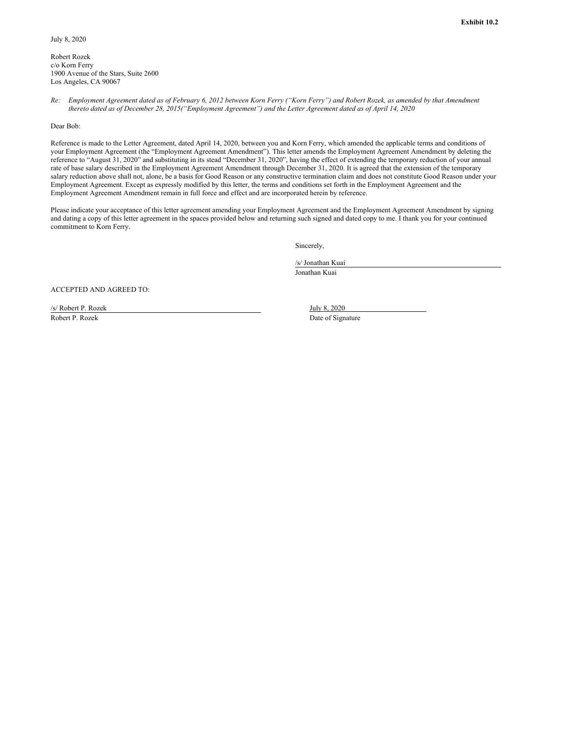**Exhibit 10.2**

July 8, 2020

Robert Rozek
c/o Korn Ferry
1900 Avenue of the Stars, Suite 2600
Los Angeles, CA 90067

*Re: Employment Agreement dated as of February 6, 2012 between Korn Ferry ("Korn Ferry") and Robert Rozek, as amended by that Amendment thereto dated as of December 28, 2015("Employment Agreement") and the Letter Agreement dated as of April 14, 2020*

Dear Bob:

Reference is made to the Letter Agreement, dated April 14, 2020, between you and Korn Ferry, which amended the applicable terms and conditions of your Employment Agreement (the "Employment Agreement Amendment"). This letter amends the Employment Agreement Amendment by deleting the reference to "August 31, 2020" and substituting in its stead "December 31, 2020", having the effect of extending the temporary reduction of your annual rate of base salary described in the Employment Agreement Amendment through December 31, 2020. It is agreed that the extension of the temporary salary reduction above shall not, alone, be a basis for Good Reason or any constructive termination claim and does not constitute Good Reason under your Employment Agreement. Except as expressly modified by this letter, the terms and conditions set forth in the Employment Agreement and the Employment Agreement Amendment remain in full force and effect and are incorporated herein by reference.

Please indicate your acceptance of this letter agreement amending your Employment Agreement and the Employment Agreement Amendment by signing and dating a copy of this letter agreement in the spaces provided below and returning such signed and dated copy to me. I thank you for your continued commitment to Korn Ferry.

Sincerely,

/s/ Jonathan Kuai
Jonathan Kuai

ACCEPTED AND AGREED TO:

/s/ Robert P. Rozek
Robert P. Rozek

July 8, 2020
Date of Signature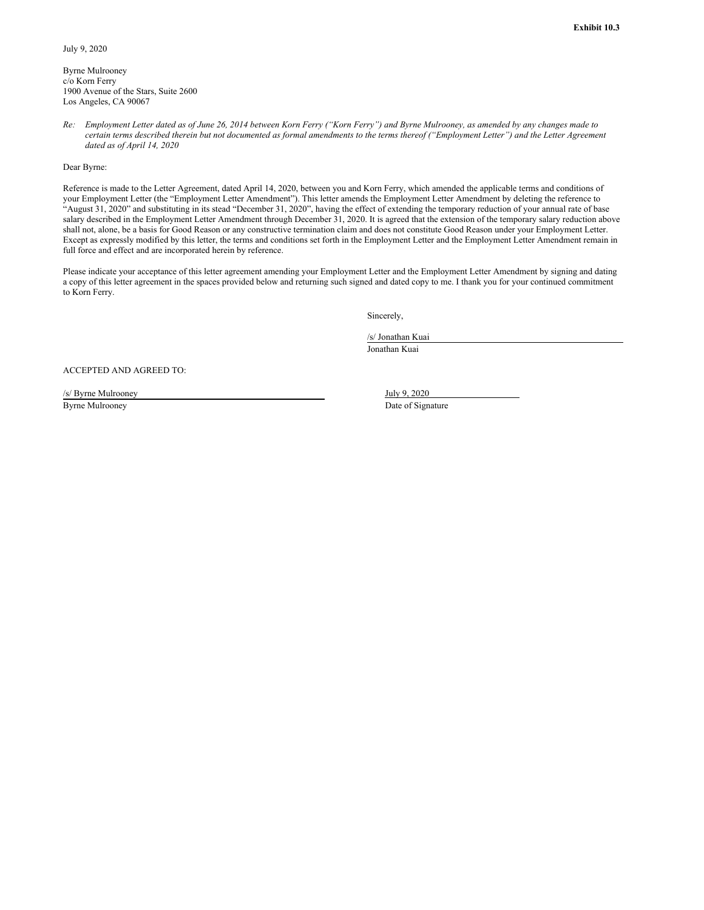**Exhibit 10.3**

July 9, 2020

Byrne Mulrooney
c/o Korn Ferry
1900 Avenue of the Stars, Suite 2600
Los Angeles, CA 90067

*Re: Employment Letter dated as of June 26, 2014 between Korn Ferry ("Korn Ferry") and Byrne Mulrooney, as amended by any changes made to certain terms described therein but not documented as formal amendments to the terms thereof ("Employment Letter") and the Letter Agreement dated as of April 14, 2020*

Dear Byrne:

Reference is made to the Letter Agreement, dated April 14, 2020, between you and Korn Ferry, which amended the applicable terms and conditions of your Employment Letter (the "Employment Letter Amendment"). This letter amends the Employment Letter Amendment by deleting the reference to "August 31, 2020" and substituting in its stead "December 31, 2020", having the effect of extending the temporary reduction of your annual rate of base salary described in the Employment Letter Amendment through December 31, 2020. It is agreed that the extension of the temporary salary reduction above shall not, alone, be a basis for Good Reason or any constructive termination claim and does not constitute Good Reason under your Employment Letter. Except as expressly modified by this letter, the terms and conditions set forth in the Employment Letter and the Employment Letter Amendment remain in full force and effect and are incorporated herein by reference.

Please indicate your acceptance of this letter agreement amending your Employment Letter and the Employment Letter Amendment by signing and dating a copy of this letter agreement in the spaces provided below and returning such signed and dated copy to me. I thank you for your continued commitment to Korn Ferry.

Sincerely,

/s/ Jonathan Kuai
Jonathan Kuai

ACCEPTED AND AGREED TO:

/s/ Byrne Mulrooney
Byrne Mulrooney

July 9, 2020
Date of Signature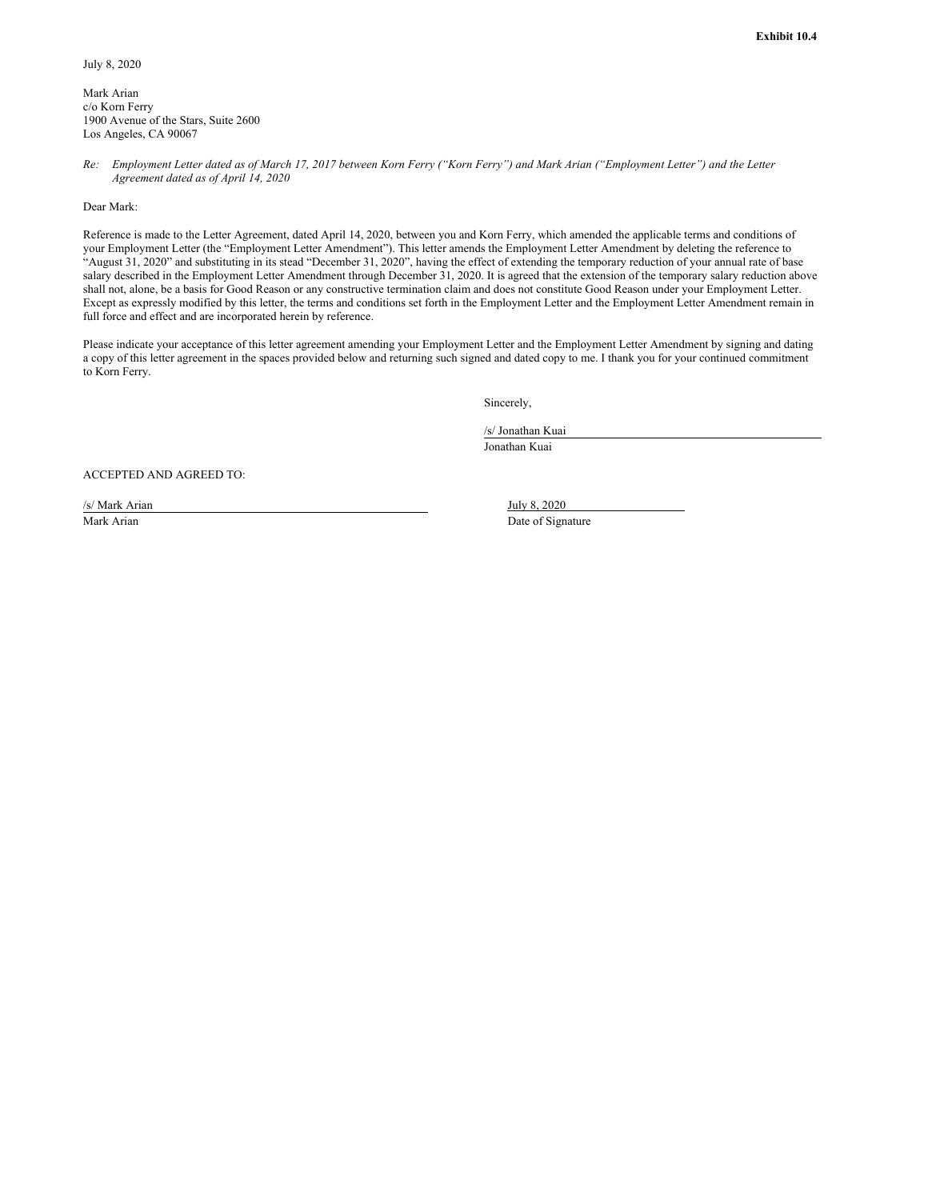**Exhibit 10.4**

July 8, 2020

Mark Arian
c/o Korn Ferry
1900 Avenue of the Stars, Suite 2600
Los Angeles, CA 90067

*Re: Employment Letter dated as of March 17, 2017 between Korn Ferry ("Korn Ferry") and Mark Arian ("Employment Letter") and the Letter Agreement dated as of April 14, 2020*

Dear Mark:

Reference is made to the Letter Agreement, dated April 14, 2020, between you and Korn Ferry, which amended the applicable terms and conditions of your Employment Letter (the "Employment Letter Amendment"). This letter amends the Employment Letter Amendment by deleting the reference to "August 31, 2020" and substituting in its stead "December 31, 2020", having the effect of extending the temporary reduction of your annual rate of base salary described in the Employment Letter Amendment through December 31, 2020. It is agreed that the extension of the temporary salary reduction above shall not, alone, be a basis for Good Reason or any constructive termination claim and does not constitute Good Reason under your Employment Letter. Except as expressly modified by this letter, the terms and conditions set forth in the Employment Letter and the Employment Letter Amendment remain in full force and effect and are incorporated herein by reference.

Please indicate your acceptance of this letter agreement amending your Employment Letter and the Employment Letter Amendment by signing and dating a copy of this letter agreement in the spaces provided below and returning such signed and dated copy to me. I thank you for your continued commitment to Korn Ferry.

Sincerely,

/s/ Jonathan Kuai
Jonathan Kuai

ACCEPTED AND AGREED TO:

/s/ Mark Arian
Mark Arian

July 8, 2020
Date of Signature